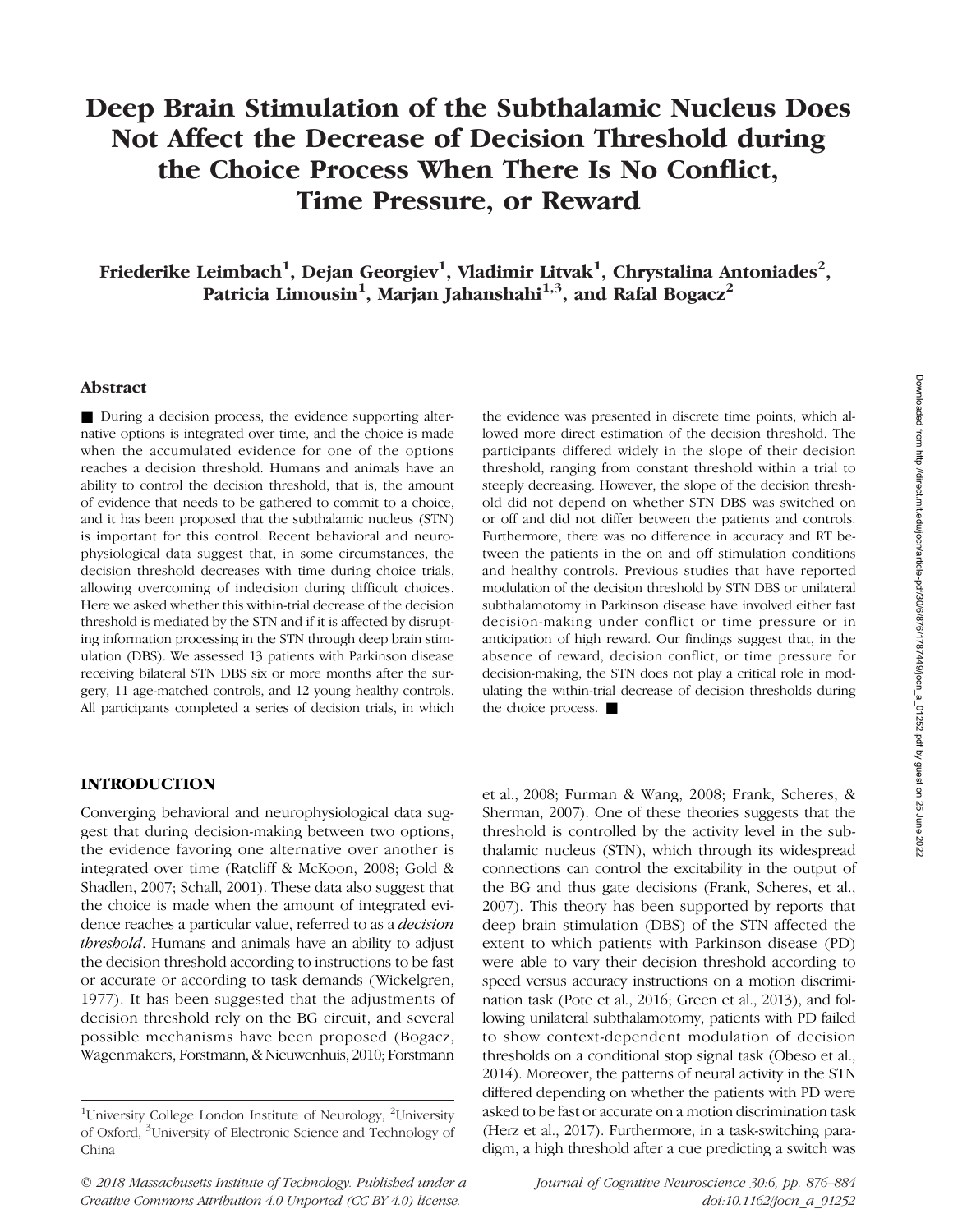# Deep Brain Stimulation of the Subthalamic Nucleus Does Not Affect the Decrease of Decision Threshold during the Choice Process When There Is No Conflict, Time Pressure, or Reward

**Friederike Leimbach[1], Dejan Georgiev[1], Vladimir Litvak[1], Chrystalina Antoniades[2], Patricia Limousin[1], Marjan Jahanshahi[1,3], and Rafal Bogacz[2]**

## Abstract

■ During a decision process, the evidence supporting alternative options is integrated over time, and the choice is made when the accumulated evidence for one of the options reaches a decision threshold. Humans and animals have an ability to control the decision threshold, that is, the amount of evidence that needs to be gathered to commit to a choice, and it has been proposed that the subthalamic nucleus (STN) is important for this control. Recent behavioral and neurophysiological data suggest that, in some circumstances, the decision threshold decreases with time during choice trials, allowing overcoming of indecision during difficult choices. Here we asked whether this within-trial decrease of the decision threshold is mediated by the STN and if it is affected by disrupting information processing in the STN through deep brain stimulation (DBS). We assessed 13 patients with Parkinson disease receiving bilateral STN DBS six or more months after the surgery, 11 age-matched controls, and 12 young healthy controls. All participants completed a series of decision trials, in which the evidence was presented in discrete time points, which allowed more direct estimation of the decision threshold. The participants differed widely in the slope of their decision threshold, ranging from constant threshold within a trial to steeply decreasing. However, the slope of the decision threshold did not depend on whether STN DBS was switched on or off and did not differ between the patients and controls. Furthermore, there was no difference in accuracy and RT between the patients in the on and off stimulation conditions and healthy controls. Previous studies that have reported modulation of the decision threshold by STN DBS or unilateral subthalamotomy in Parkinson disease have involved either fast decision-making under conflict or time pressure or in anticipation of high reward. Our findings suggest that, in the absence of reward, decision conflict, or time pressure for decision-making, the STN does not play a critical role in modulating the within-trial decrease of decision thresholds during the choice process. ■

## INTRODUCTION

Converging behavioral and neurophysiological data suggest that during decision-making between two options, the evidence favoring one alternative over another is integrated over time (Ratcliff & McKoon, 2008; Gold & Shadlen, 2007; Schall, 2001). These data also suggest that the choice is made when the amount of integrated evidence reaches a particular value, referred to as a *decision threshold*. Humans and animals have an ability to adjust the decision threshold according to instructions to be fast or accurate or according to task demands (Wickelgren, 1977). It has been suggested that the adjustments of decision threshold rely on the BG circuit, and several possible mechanisms have been proposed (Bogacz, Wagenmakers, Forstmann, & Nieuwenhuis, 2010; Forstmann et al., 2008; Furman & Wang, 2008; Frank, Scheres, & Sherman, 2007). One of these theories suggests that the threshold is controlled by the activity level in the subthalamic nucleus (STN), which through its widespread connections can control the excitability in the output of the BG and thus gate decisions (Frank, Scheres, et al., 2007). This theory has been supported by reports that deep brain stimulation (DBS) of the STN affected the extent to which patients with Parkinson disease (PD) were able to vary their decision threshold according to speed versus accuracy instructions on a motion discrimination task (Pote et al., 2016; Green et al., 2013), and following unilateral subthalamotomy, patients with PD failed to show context-dependent modulation of decision thresholds on a conditional stop signal task (Obeso et al., 2014). Moreover, the patterns of neural activity in the STN differed depending on whether the patients with PD were asked to be fast or accurate on a motion discrimination task (Herz et al., 2017). Furthermore, in a task-switching paradigm, a high threshold after a cue predicting a switch was

[1]University College London Institute of Neurology, [2]University of Oxford, [3]University of Electronic Science and Technology of China

© 2018 Massachusetts Institute of Technology. Published under a Creative Commons Attribution 4.0 Unported (CC BY 4.0) license.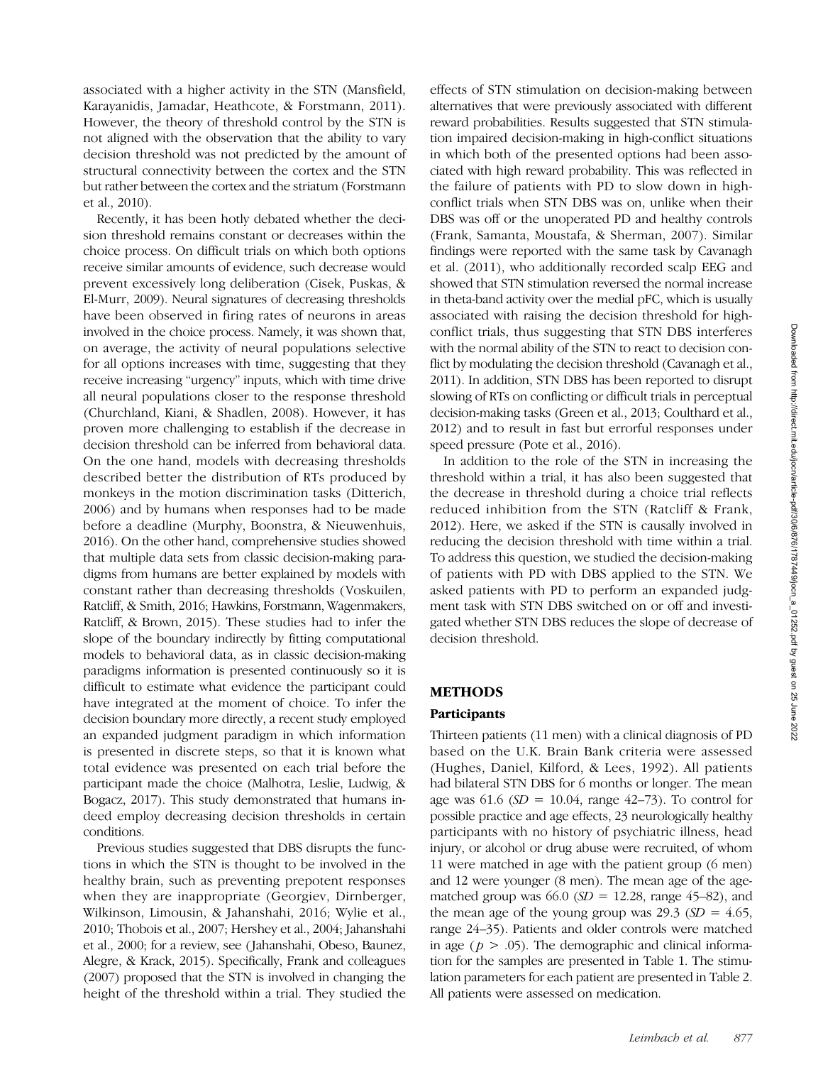associated with a higher activity in the STN (Mansfield, Karayanidis, Jamadar, Heathcote, & Forstmann, 2011). However, the theory of threshold control by the STN is not aligned with the observation that the ability to vary decision threshold was not predicted by the amount of structural connectivity between the cortex and the STN but rather between the cortex and the striatum (Forstmann et al., 2010).

Recently, it has been hotly debated whether the decision threshold remains constant or decreases within the choice process. On difficult trials on which both options receive similar amounts of evidence, such decrease would prevent excessively long deliberation (Cisek, Puskas, & El-Murr, 2009). Neural signatures of decreasing thresholds have been observed in firing rates of neurons in areas involved in the choice process. Namely, it was shown that, on average, the activity of neural populations selective for all options increases with time, suggesting that they receive increasing "urgency" inputs, which with time drive all neural populations closer to the response threshold (Churchland, Kiani, & Shadlen, 2008). However, it has proven more challenging to establish if the decrease in decision threshold can be inferred from behavioral data. On the one hand, models with decreasing thresholds described better the distribution of RTs produced by monkeys in the motion discrimination tasks (Ditterich, 2006) and by humans when responses had to be made before a deadline (Murphy, Boonstra, & Nieuwenhuis, 2016). On the other hand, comprehensive studies showed that multiple data sets from classic decision-making paradigms from humans are better explained by models with constant rather than decreasing thresholds (Voskuilen, Ratcliff, & Smith, 2016; Hawkins, Forstmann, Wagenmakers, Ratcliff, & Brown, 2015). These studies had to infer the slope of the boundary indirectly by fitting computational models to behavioral data, as in classic decision-making paradigms information is presented continuously so it is difficult to estimate what evidence the participant could have integrated at the moment of choice. To infer the decision boundary more directly, a recent study employed an expanded judgment paradigm in which information is presented in discrete steps, so that it is known what total evidence was presented on each trial before the participant made the choice (Malhotra, Leslie, Ludwig, & Bogacz, 2017). This study demonstrated that humans indeed employ decreasing decision thresholds in certain conditions.

Previous studies suggested that DBS disrupts the functions in which the STN is thought to be involved in the healthy brain, such as preventing prepotent responses when they are inappropriate (Georgiev, Dirnberger, Wilkinson, Limousin, & Jahanshahi, 2016; Wylie et al., 2010; Thobois et al., 2007; Hershey et al., 2004; Jahanshahi et al., 2000; for a review, see (Jahanshahi, Obeso, Baunez, Alegre, & Krack, 2015). Specifically, Frank and colleagues (2007) proposed that the STN is involved in changing the height of the threshold within a trial. They studied the effects of STN stimulation on decision-making between alternatives that were previously associated with different reward probabilities. Results suggested that STN stimulation impaired decision-making in high-conflict situations in which both of the presented options had been associated with high reward probability. This was reflected in the failure of patients with PD to slow down in high-conflict trials when STN DBS was on, unlike when their DBS was off or the unoperated PD and healthy controls (Frank, Samanta, Moustafa, & Sherman, 2007). Similar findings were reported with the same task by Cavanagh et al. (2011), who additionally recorded scalp EEG and showed that STN stimulation reversed the normal increase in theta-band activity over the medial pFC, which is usually associated with raising the decision threshold for high-conflict trials, thus suggesting that STN DBS interferes with the normal ability of the STN to react to decision conflict by modulating the decision threshold (Cavanagh et al., 2011). In addition, STN DBS has been reported to disrupt slowing of RTs on conflicting or difficult trials in perceptual decision-making tasks (Green et al., 2013; Coulthard et al., 2012) and to result in fast but errorful responses under speed pressure (Pote et al., 2016).

In addition to the role of the STN in increasing the threshold within a trial, it has also been suggested that the decrease in threshold during a choice trial reflects reduced inhibition from the STN (Ratcliff & Frank, 2012). Here, we asked if the STN is causally involved in reducing the decision threshold with time within a trial. To address this question, we studied the decision-making of patients with PD with DBS applied to the STN. We asked patients with PD to perform an expanded judgment task with STN DBS switched on or off and investigated whether STN DBS reduces the slope of decrease of decision threshold.

## METHODS

### Participants

Thirteen patients (11 men) with a clinical diagnosis of PD based on the U.K. Brain Bank criteria were assessed (Hughes, Daniel, Kilford, & Lees, 1992). All patients had bilateral STN DBS for 6 months or longer. The mean age was 61.6 (*SD* = 10.04, range 42–73). To control for possible practice and age effects, 23 neurologically healthy participants with no history of psychiatric illness, head injury, or alcohol or drug abuse were recruited, of whom 11 were matched in age with the patient group (6 men) and 12 were younger (8 men). The mean age of the age-matched group was 66.0 (*SD* = 12.28, range 45–82), and the mean age of the young group was 29.3 (*SD* = 4.65, range 24–35). Patients and older controls were matched in age ($p > .05$). The demographic and clinical information for the samples are presented in Table 1. The stimulation parameters for each patient are presented in Table 2. All patients were assessed on medication.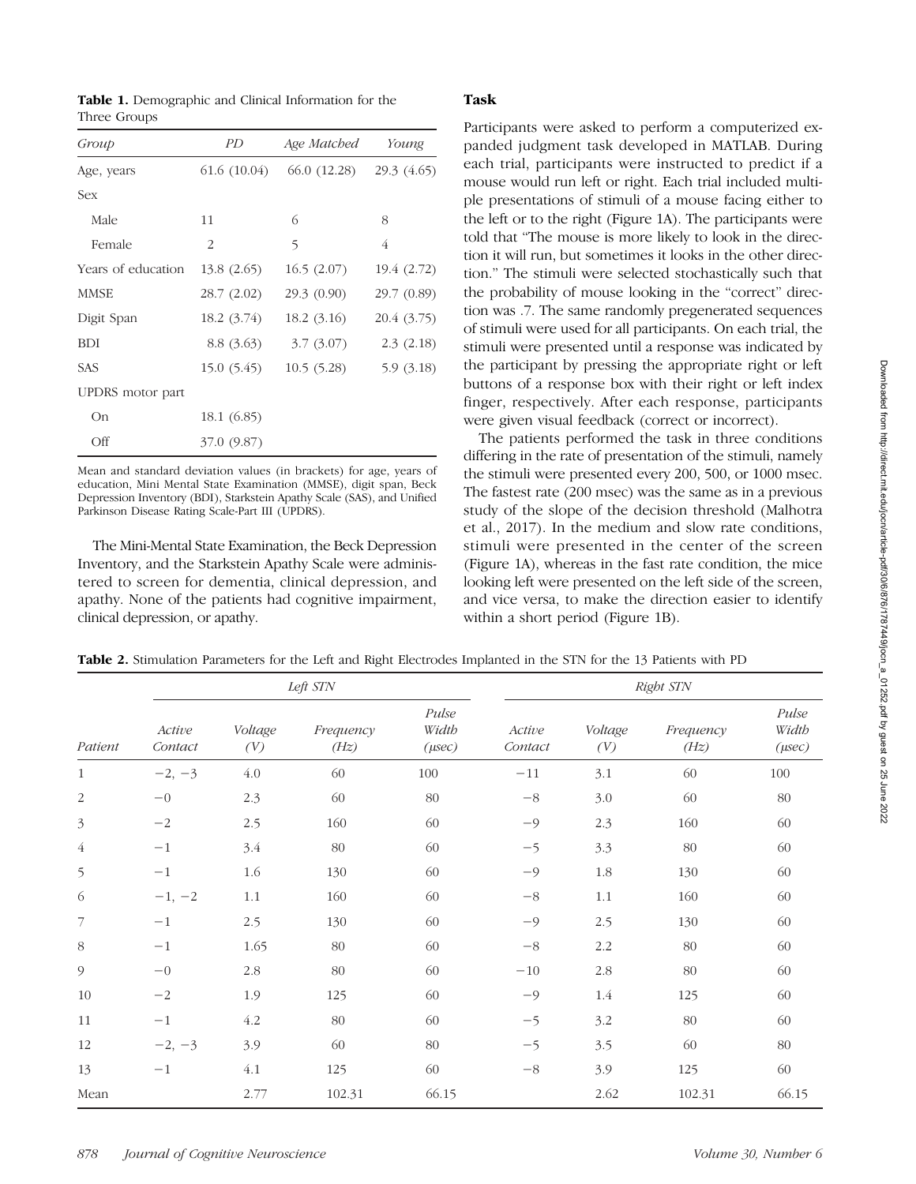**Table 1.** Demographic and Clinical Information for the Three Groups

| *Group* | *PD* | *Age Matched* | *Young* |
|---|---|---|---|
| Age, years | 61.6 (10.04) | 66.0 (12.28) | 29.3 (4.65) |
| Sex | | | |
| Male | 11 | 6 | 8 |
| Female | 2 | 5 | 4 |
| Years of education | 13.8 (2.65) | 16.5 (2.07) | 19.4 (2.72) |
| MMSE | 28.7 (2.02) | 29.3 (0.90) | 29.7 (0.89) |
| Digit Span | 18.2 (3.74) | 18.2 (3.16) | 20.4 (3.75) |
| BDI | 8.8 (3.63) | 3.7 (3.07) | 2.3 (2.18) |
| SAS | 15.0 (5.45) | 10.5 (5.28) | 5.9 (3.18) |
| UPDRS motor part | | | |
| On | 18.1 (6.85) | | |
| Off | 37.0 (9.87) | | |

Mean and standard deviation values (in brackets) for age, years of education, Mini Mental State Examination (MMSE), digit span, Beck Depression Inventory (BDI), Starkstein Apathy Scale (SAS), and Unified Parkinson Disease Rating Scale-Part III (UPDRS).

The Mini-Mental State Examination, the Beck Depression Inventory, and the Starkstein Apathy Scale were administered to screen for dementia, clinical depression, and apathy. None of the patients had cognitive impairment, clinical depression, or apathy.

### Task

Participants were asked to perform a computerized expanded judgment task developed in MATLAB. During each trial, participants were instructed to predict if a mouse would run left or right. Each trial included multiple presentations of stimuli of a mouse facing either to the left or to the right (Figure 1A). The participants were told that "The mouse is more likely to look in the direction it will run, but sometimes it looks in the other direction." The stimuli were selected stochastically such that the probability of mouse looking in the "correct" direction was .7. The same randomly pregenerated sequences of stimuli were used for all participants. On each trial, the stimuli were presented until a response was indicated by the participant by pressing the appropriate right or left buttons of a response box with their right or left index finger, respectively. After each response, participants were given visual feedback (correct or incorrect).

The patients performed the task in three conditions differing in the rate of presentation of the stimuli, namely the stimuli were presented every 200, 500, or 1000 msec. The fastest rate (200 msec) was the same as in a previous study of the slope of the decision threshold (Malhotra et al., 2017). In the medium and slow rate conditions, stimuli were presented in the center of the screen (Figure 1A), whereas in the fast rate condition, the mice looking left were presented on the left side of the screen, and vice versa, to make the direction easier to identify within a short period (Figure 1B).

**Table 2.** Stimulation Parameters for the Left and Right Electrodes Implanted in the STN for the 13 Patients with PD

| | *Left STN* | | | | *Right STN* | | | |
|---|---|---|---|---|---|---|---|---|
| *Patient* | *Active Contact* | *Voltage (V)* | *Frequency (Hz)* | *Pulse Width (μsec)* | *Active Contact* | *Voltage (V)* | *Frequency (Hz)* | *Pulse Width (μsec)* |
| 1 | −2, −3 | 4.0 | 60 | 100 | −11 | 3.1 | 60 | 100 |
| 2 | −0 | 2.3 | 60 | 80 | −8 | 3.0 | 60 | 80 |
| 3 | −2 | 2.5 | 160 | 60 | −9 | 2.3 | 160 | 60 |
| 4 | −1 | 3.4 | 80 | 60 | −5 | 3.3 | 80 | 60 |
| 5 | −1 | 1.6 | 130 | 60 | −9 | 1.8 | 130 | 60 |
| 6 | −1, −2 | 1.1 | 160 | 60 | −8 | 1.1 | 160 | 60 |
| 7 | −1 | 2.5 | 130 | 60 | −9 | 2.5 | 130 | 60 |
| 8 | −1 | 1.65 | 80 | 60 | −8 | 2.2 | 80 | 60 |
| 9 | −0 | 2.8 | 80 | 60 | −10 | 2.8 | 80 | 60 |
| 10 | −2 | 1.9 | 125 | 60 | −9 | 1.4 | 125 | 60 |
| 11 | −1 | 4.2 | 80 | 60 | −5 | 3.2 | 80 | 60 |
| 12 | −2, −3 | 3.9 | 60 | 80 | −5 | 3.5 | 60 | 80 |
| 13 | −1 | 4.1 | 125 | 60 | −8 | 3.9 | 125 | 60 |
| Mean | | 2.77 | 102.31 | 66.15 | | 2.62 | 102.31 | 66.15 |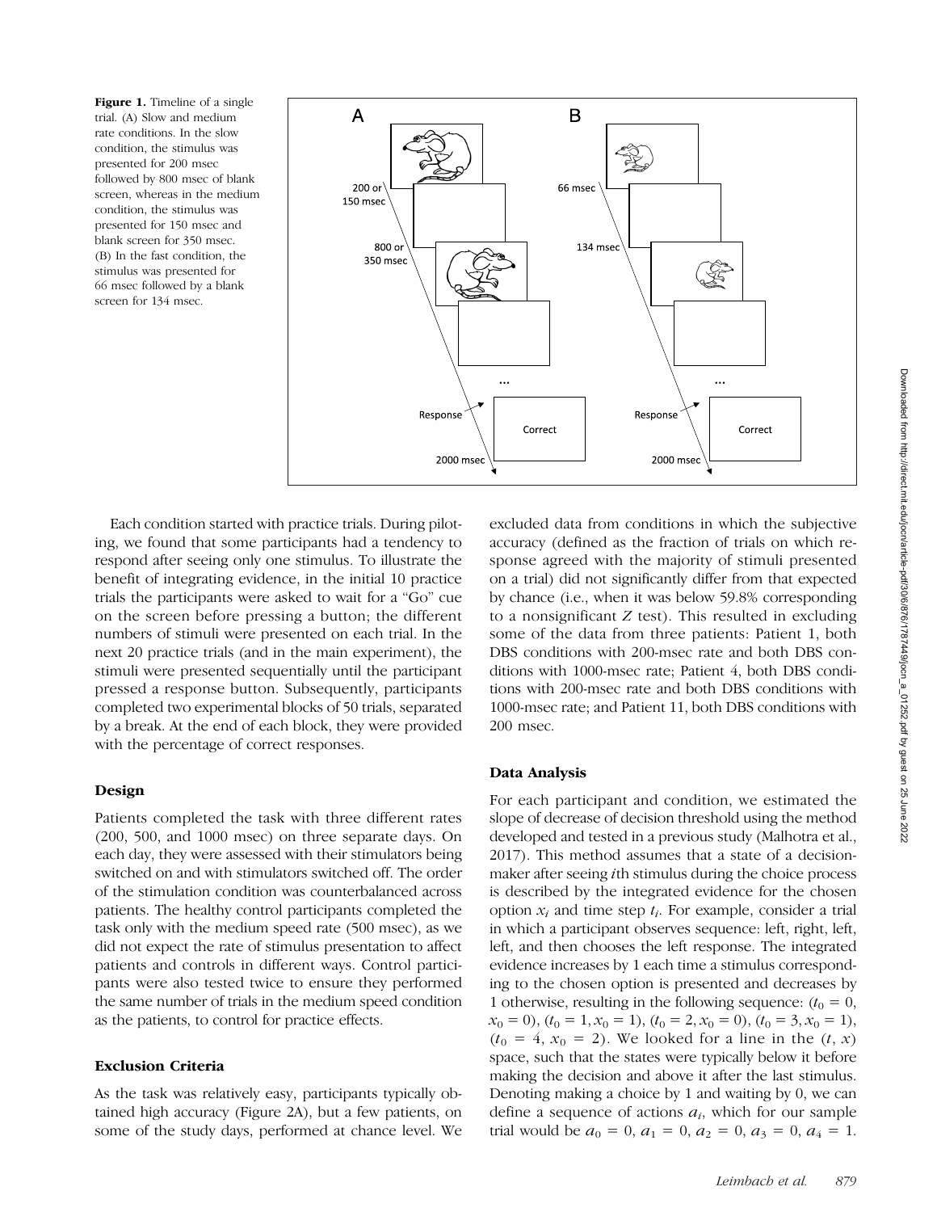**Figure 1.** Timeline of a single trial. (A) Slow and medium rate conditions. In the slow condition, the stimulus was presented for 200 msec followed by 800 msec of blank screen, whereas in the medium condition, the stimulus was presented for 150 msec and blank screen for 350 msec. (B) In the fast condition, the stimulus was presented for 66 msec followed by a blank screen for 134 msec.

Each condition started with practice trials. During piloting, we found that some participants had a tendency to respond after seeing only one stimulus. To illustrate the benefit of integrating evidence, in the initial 10 practice trials the participants were asked to wait for a "Go" cue on the screen before pressing a button; the different numbers of stimuli were presented on each trial. In the next 20 practice trials (and in the main experiment), the stimuli were presented sequentially until the participant pressed a response button. Subsequently, participants completed two experimental blocks of 50 trials, separated by a break. At the end of each block, they were provided with the percentage of correct responses.

### Design

Patients completed the task with three different rates (200, 500, and 1000 msec) on three separate days. On each day, they were assessed with their stimulators being switched on and with stimulators switched off. The order of the stimulation condition was counterbalanced across patients. The healthy control participants completed the task only with the medium speed rate (500 msec), as we did not expect the rate of stimulus presentation to affect patients and controls in different ways. Control participants were also tested twice to ensure they performed the same number of trials in the medium speed condition as the patients, to control for practice effects.

### Exclusion Criteria

As the task was relatively easy, participants typically obtained high accuracy (Figure 2A), but a few patients, on some of the study days, performed at chance level. We excluded data from conditions in which the subjective accuracy (defined as the fraction of trials on which response agreed with the majority of stimuli presented on a trial) did not significantly differ from that expected by chance (i.e., when it was below 59.8% corresponding to a nonsignificant $Z$ test). This resulted in excluding some of the data from three patients: Patient 1, both DBS conditions with 200-msec rate and both DBS conditions with 1000-msec rate; Patient 4, both DBS conditions with 200-msec rate and both DBS conditions with 1000-msec rate; and Patient 11, both DBS conditions with 200 msec.

### Data Analysis

For each participant and condition, we estimated the slope of decrease of decision threshold using the method developed and tested in a previous study (Malhotra et al., 2017). This method assumes that a state of a decision-maker after seeing $i$th stimulus during the choice process is described by the integrated evidence for the chosen option $x_i$ and time step $t_i$. For example, consider a trial in which a participant observes sequence: left, right, left, left, and then chooses the left response. The integrated evidence increases by 1 each time a stimulus corresponding to the chosen option is presented and decreases by 1 otherwise, resulting in the following sequence: ($t_0 = 0$, $x_0 = 0$), ($t_0 = 1, x_0 = 1$), ($t_0 = 2, x_0 = 0$), ($t_0 = 3, x_0 = 1$), ($t_0 = 4$, $x_0 = 2$). We looked for a line in the $(t, x)$ space, such that the states were typically below it before making the decision and above it after the last stimulus. Denoting making a choice by 1 and waiting by 0, we can define a sequence of actions $a_i$, which for our sample trial would be $a_0 = 0$, $a_1 = 0$, $a_2 = 0$, $a_3 = 0$, $a_4 = 1$.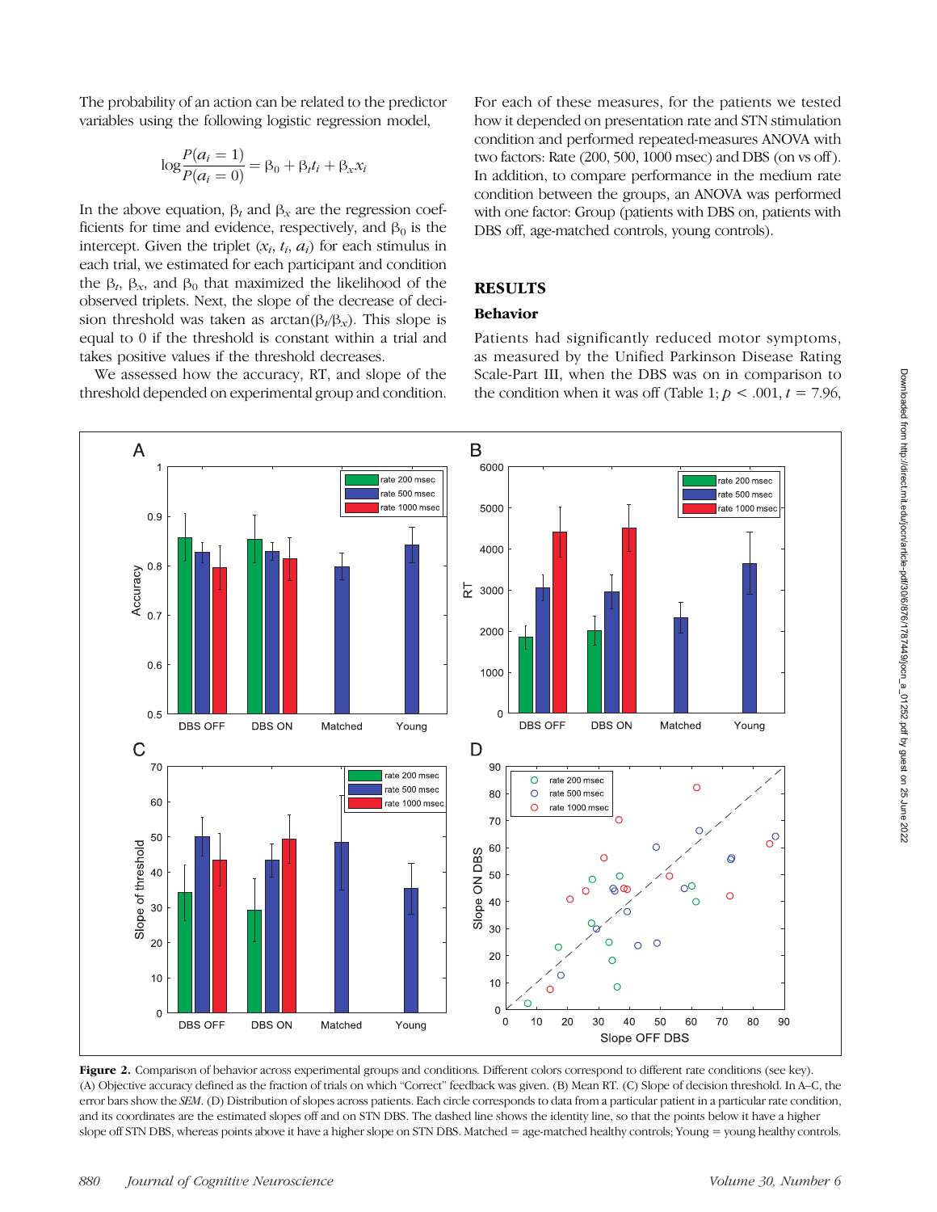The probability of an action can be related to the predictor variables using the following logistic regression model,

$$\log \frac{P(a_i = 1)}{P(a_i = 0)} = \beta_0 + \beta_t t_i + \beta_x x_i$$

In the above equation, $\beta_t$ and $\beta_x$ are the regression coefficients for time and evidence, respectively, and $\beta_0$ is the intercept. Given the triplet ($x_i$, $t_i$, $a_i$) for each stimulus in each trial, we estimated for each participant and condition the $\beta_t$, $\beta_x$, and $\beta_0$ that maximized the likelihood of the observed triplets. Next, the slope of the decrease of decision threshold was taken as $\arctan(\beta_t/\beta_x)$. This slope is equal to 0 if the threshold is constant within a trial and takes positive values if the threshold decreases.

We assessed how the accuracy, RT, and slope of the threshold depended on experimental group and condition. For each of these measures, for the patients we tested how it depended on presentation rate and STN stimulation condition and performed repeated-measures ANOVA with two factors: Rate (200, 500, 1000 msec) and DBS (on vs off). In addition, to compare performance in the medium rate condition between the groups, an ANOVA was performed with one factor: Group (patients with DBS on, patients with DBS off, age-matched controls, young controls).

## RESULTS

### Behavior

Patients had significantly reduced motor symptoms, as measured by the Unified Parkinson Disease Rating Scale-Part III, when the DBS was on in comparison to the condition when it was off (Table 1; $p < .001$, $t = 7.96$,

**Figure 2.** Comparison of behavior across experimental groups and conditions. Different colors correspond to different rate conditions (see key). (A) Objective accuracy defined as the fraction of trials on which "Correct" feedback was given. (B) Mean RT. (C) Slope of decision threshold. In A–C, the error bars show the *SEM*. (D) Distribution of slopes across patients. Each circle corresponds to data from a particular patient in a particular rate condition, and its coordinates are the estimated slopes off and on STN DBS. The dashed line shows the identity line, so that the points below it have a higher slope off STN DBS, whereas points above it have a higher slope on STN DBS. Matched = age-matched healthy controls; Young = young healthy controls.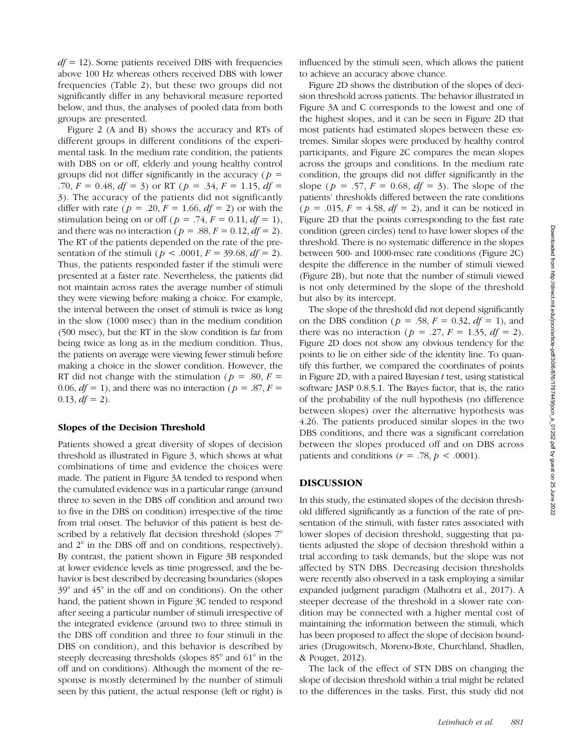$df = 12$). Some patients received DBS with frequencies above 100 Hz whereas others received DBS with lower frequencies (Table 2), but these two groups did not significantly differ in any behavioral measure reported below, and thus, the analyses of pooled data from both groups are presented.

Figure 2 (A and B) shows the accuracy and RTs of different groups in different conditions of the experimental task. In the medium rate condition, the patients with DBS on or off, elderly and young healthy control groups did not differ significantly in the accuracy ($p = .70$, $F = 0.48$, $df = 3$) or RT ($p = .34$, $F = 1.15$, $df = 3$). The accuracy of the patients did not significantly differ with rate ($p = .20$, $F = 1.66$, $df = 2$) or with the stimulation being on or off ($p = .74$, $F = 0.11$, $df = 1$), and there was no interaction ($p = .88$, $F = 0.12$, $df = 2$). The RT of the patients depended on the rate of the presentation of the stimuli ($p < .0001$, $F = 39.68$, $df = 2$). Thus, the patients responded faster if the stimuli were presented at a faster rate. Nevertheless, the patients did not maintain across rates the average number of stimuli they were viewing before making a choice. For example, the interval between the onset of stimuli is twice as long in the slow (1000 msec) than in the medium condition (500 msec), but the RT in the slow condition is far from being twice as long as in the medium condition. Thus, the patients on average were viewing fewer stimuli before making a choice in the slower condition. However, the RT did not change with the stimulation ($p = .80$, $F = 0.06$, $df = 1$), and there was no interaction ($p = .87$, $F = 0.13$, $df = 2$).

### Slopes of the Decision Threshold

Patients showed a great diversity of slopes of decision threshold as illustrated in Figure 3, which shows at what combinations of time and evidence the choices were made. The patient in Figure 3A tended to respond when the cumulated evidence was in a particular range (around three to seven in the DBS off condition and around two to five in the DBS on condition) irrespective of the time from trial onset. The behavior of this patient is best described by a relatively flat decision threshold (slopes 7° and 2° in the DBS off and on conditions, respectively). By contrast, the patient shown in Figure 3B responded at lower evidence levels as time progressed, and the behavior is best described by decreasing boundaries (slopes 39° and 45° in the off and on conditions). On the other hand, the patient shown in Figure 3C tended to respond after seeing a particular number of stimuli irrespective of the integrated evidence (around two to three stimuli in the DBS off condition and three to four stimuli in the DBS on condition), and this behavior is described by steeply decreasing thresholds (slopes 85° and 61° in the off and on conditions). Although the moment of the response is mostly determined by the number of stimuli seen by this patient, the actual response (left or right) is influenced by the stimuli seen, which allows the patient to achieve an accuracy above chance.

Figure 2D shows the distribution of the slopes of decision threshold across patients. The behavior illustrated in Figure 3A and C corresponds to the lowest and one of the highest slopes, and it can be seen in Figure 2D that most patients had estimated slopes between these extremes. Similar slopes were produced by healthy control participants, and Figure 2C compares the mean slopes across the groups and conditions. In the medium rate condition, the groups did not differ significantly in the slope ($p = .57$, $F = 0.68$, $df = 3$). The slope of the patients' thresholds differed between the rate conditions ($p = .015$, $F = 4.58$, $df = 2$), and it can be noticed in Figure 2D that the points corresponding to the fast rate condition (green circles) tend to have lower slopes of the threshold. There is no systematic difference in the slopes between 500- and 1000-msec rate conditions (Figure 2C) despite the difference in the number of stimuli viewed (Figure 2B), but note that the number of stimuli viewed is not only determined by the slope of the threshold but also by its intercept.

The slope of the threshold did not depend significantly on the DBS condition ($p = .58$, $F = 0.32$, $df = 1$), and there was no interaction ($p = .27$, $F = 1.35$, $df = 2$). Figure 2D does not show any obvious tendency for the points to lie on either side of the identity line. To quantify this further, we compared the coordinates of points in Figure 2D, with a paired Bayesian $t$ test, using statistical software JASP 0.8.5.1. The Bayes factor, that is, the ratio of the probability of the null hypothesis (no difference between slopes) over the alternative hypothesis was 4.26. The patients produced similar slopes in the two DBS conditions, and there was a significant correlation between the slopes produced off and on DBS across patients and conditions ($r = .78$, $p < .0001$).

## DISCUSSION

In this study, the estimated slopes of the decision threshold differed significantly as a function of the rate of presentation of the stimuli, with faster rates associated with lower slopes of decision threshold, suggesting that patients adjusted the slope of decision threshold within a trial according to task demands, but the slope was not affected by STN DBS. Decreasing decision thresholds were recently also observed in a task employing a similar expanded judgment paradigm (Malhotra et al., 2017). A steeper decrease of the threshold in a slower rate condition may be connected with a higher mental cost of maintaining the information between the stimuli, which has been proposed to affect the slope of decision boundaries (Drugowitsch, Moreno-Bote, Churchland, Shadlen, & Pouget, 2012).

The lack of the effect of STN DBS on changing the slope of decision threshold within a trial might be related to the differences in the tasks. First, this study did not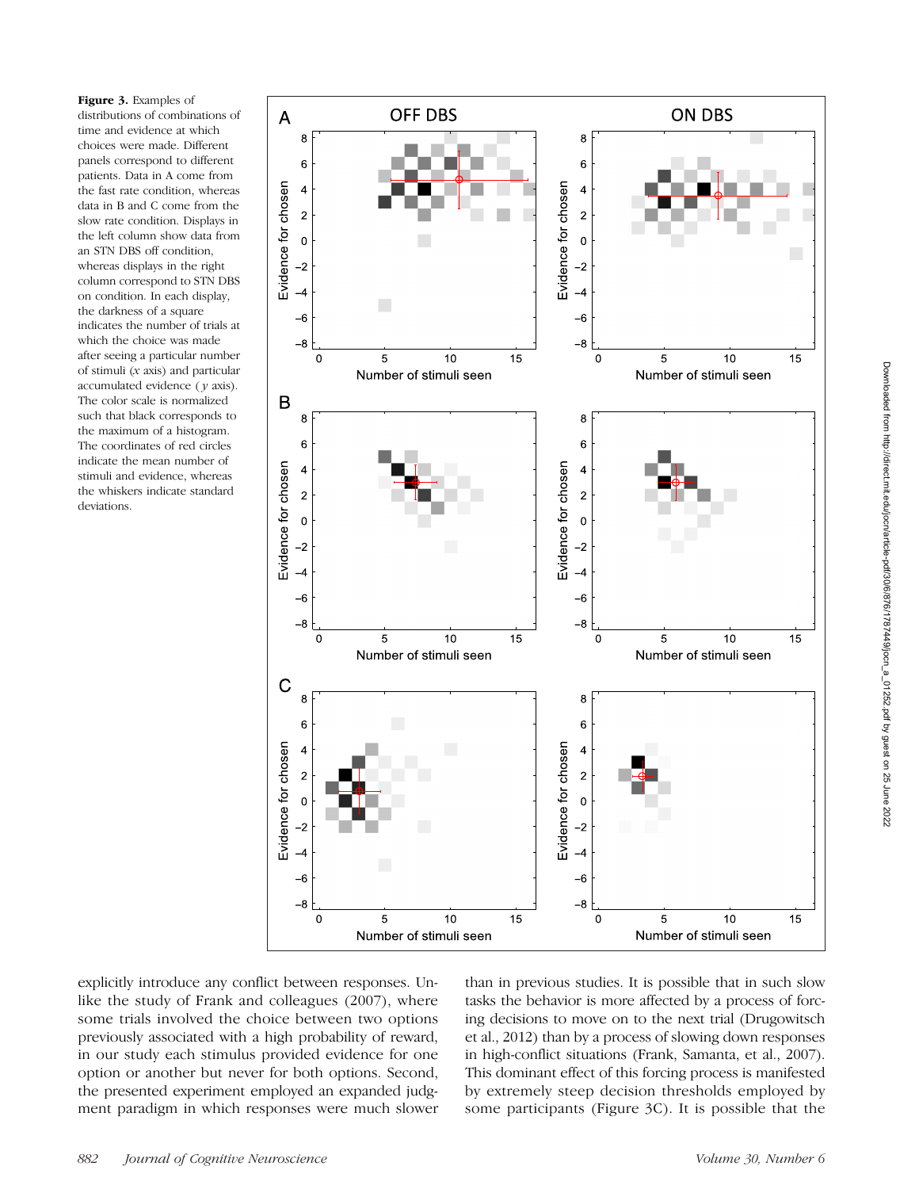**Figure 3.** Examples of distributions of combinations of time and evidence at which choices were made. Different panels correspond to different patients. Data in A come from the fast rate condition, whereas data in B and C come from the slow rate condition. Displays in the left column show data from an STN DBS off condition, whereas displays in the right column correspond to STN DBS on condition. In each display, the darkness of a square indicates the number of trials at which the choice was made after seeing a particular number of stimuli (*x* axis) and particular accumulated evidence (*y* axis). The color scale is normalized such that black corresponds to the maximum of a histogram. The coordinates of red circles indicate the mean number of stimuli and evidence, whereas the whiskers indicate standard deviations.

explicitly introduce any conflict between responses. Unlike the study of Frank and colleagues (2007), where some trials involved the choice between two options previously associated with a high probability of reward, in our study each stimulus provided evidence for one option or another but never for both options. Second, the presented experiment employed an expanded judgment paradigm in which responses were much slower than in previous studies. It is possible that in such slow tasks the behavior is more affected by a process of forcing decisions to move on to the next trial (Drugowitsch et al., 2012) than by a process of slowing down responses in high-conflict situations (Frank, Samanta, et al., 2007). This dominant effect of this forcing process is manifested by extremely steep decision thresholds employed by some participants (Figure 3C). It is possible that the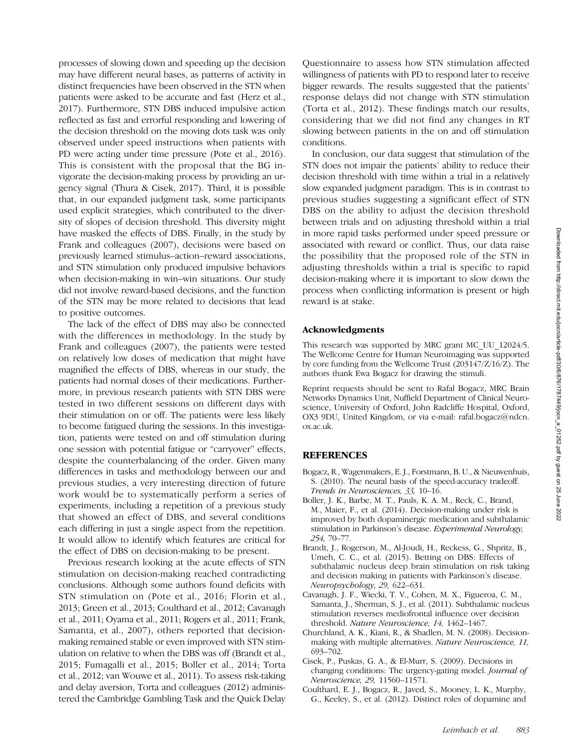processes of slowing down and speeding up the decision may have different neural bases, as patterns of activity in distinct frequencies have been observed in the STN when patients were asked to be accurate and fast (Herz et al., 2017). Furthermore, STN DBS induced impulsive action reflected as fast and errorful responding and lowering of the decision threshold on the moving dots task was only observed under speed instructions when patients with PD were acting under time pressure (Pote et al., 2016). This is consistent with the proposal that the BG invigorate the decision-making process by providing an urgency signal (Thura & Cisek, 2017). Third, it is possible that, in our expanded judgment task, some participants used explicit strategies, which contributed to the diversity of slopes of decision threshold. This diversity might have masked the effects of DBS. Finally, in the study by Frank and colleagues (2007), decisions were based on previously learned stimulus–action–reward associations, and STN stimulation only produced impulsive behaviors when decision-making in win–win situations. Our study did not involve reward-based decisions, and the function of the STN may be more related to decisions that lead to positive outcomes.

The lack of the effect of DBS may also be connected with the differences in methodology. In the study by Frank and colleagues (2007), the patients were tested on relatively low doses of medication that might have magnified the effects of DBS, whereas in our study, the patients had normal doses of their medications. Furthermore, in previous research patients with STN DBS were tested in two different sessions on different days with their stimulation on or off. The patients were less likely to become fatigued during the sessions. In this investigation, patients were tested on and off stimulation during one session with potential fatigue or "carryover" effects, despite the counterbalancing of the order. Given many differences in tasks and methodology between our and previous studies, a very interesting direction of future work would be to systematically perform a series of experiments, including a repetition of a previous study that showed an effect of DBS, and several conditions each differing in just a single aspect from the repetition. It would allow to identify which features are critical for the effect of DBS on decision-making to be present.

Previous research looking at the acute effects of STN stimulation on decision-making reached contradicting conclusions. Although some authors found deficits with STN stimulation on (Pote et al., 2016; Florin et al., 2013; Green et al., 2013; Coulthard et al., 2012; Cavanagh et al., 2011; Oyama et al., 2011; Rogers et al., 2011; Frank, Samanta, et al., 2007), others reported that decision-making remained stable or even improved with STN stimulation on relative to when the DBS was off (Brandt et al., 2015; Fumagalli et al., 2015; Boller et al., 2014; Torta et al., 2012; van Wouwe et al., 2011). To assess risk-taking and delay aversion, Torta and colleagues (2012) administered the Cambridge Gambling Task and the Quick Delay Questionnaire to assess how STN stimulation affected willingness of patients with PD to respond later to receive bigger rewards. The results suggested that the patients' response delays did not change with STN stimulation (Torta et al., 2012). These findings match our results, considering that we did not find any changes in RT slowing between patients in the on and off stimulation conditions.

In conclusion, our data suggest that stimulation of the STN does not impair the patients' ability to reduce their decision threshold with time within a trial in a relatively slow expanded judgment paradigm. This is in contrast to previous studies suggesting a significant effect of STN DBS on the ability to adjust the decision threshold between trials and on adjusting threshold within a trial in more rapid tasks performed under speed pressure or associated with reward or conflict. Thus, our data raise the possibility that the proposed role of the STN in adjusting thresholds within a trial is specific to rapid decision-making where it is important to slow down the process when conflicting information is present or high reward is at stake.

### Acknowledgments

This research was supported by MRC grant MC_UU_12024/5. The Wellcome Centre for Human Neuroimaging was supported by core funding from the Wellcome Trust (203147/Z/16/Z). The authors thank Ewa Bogacz for drawing the stimuli.

Reprint requests should be sent to Rafal Bogacz, MRC Brain Networks Dynamics Unit, Nuffield Department of Clinical Neuroscience, University of Oxford, John Radcliffe Hospital, Oxford, OX3 9DU, United Kingdom, or via e-mail: rafal.bogacz@ndcn.ox.ac.uk.

## REFERENCES

Bogacz, R., Wagenmakers, E. J., Forstmann, B. U., & Nieuwenhuis, S. (2010). The neural basis of the speed-accuracy tradeoff. *Trends in Neurosciences, 33,* 10–16.

Boller, J. K., Barbe, M. T., Pauls, K. A. M., Reck, C., Brand, M., Maier, F., et al. (2014). Decision-making under risk is improved by both dopaminergic medication and subthalamic stimulation in Parkinson's disease. *Experimental Neurology, 254,* 70–77.

Brandt, J., Rogerson, M., Al-Joudi, H., Reckess, G., Shpritz, B., Umeh, C. C., et al. (2015). Betting on DBS: Effects of subthalamic nucleus deep brain stimulation on risk taking and decision making in patients with Parkinson's disease. *Neuropsychology, 29,* 622–631.

Cavanagh, J. F., Wiecki, T. V., Cohen, M. X., Figueroa, C. M., Samanta, J., Sherman, S. J., et al. (2011). Subthalamic nucleus stimulation reverses mediofrontal influence over decision threshold. *Nature Neuroscience, 14,* 1462–1467.

Churchland, A. K., Kiani, R., & Shadlen, M. N. (2008). Decision-making with multiple alternatives. *Nature Neuroscience, 11,* 693–702.

Cisek, P., Puskas, G. A., & El-Murr, S. (2009). Decisions in changing conditions: The urgency-gating model. *Journal of Neuroscience, 29,* 11560–11571.

Coulthard, E. J., Bogacz, R., Javed, S., Mooney, L. K., Murphy, G., Keeley, S., et al. (2012). Distinct roles of dopamine and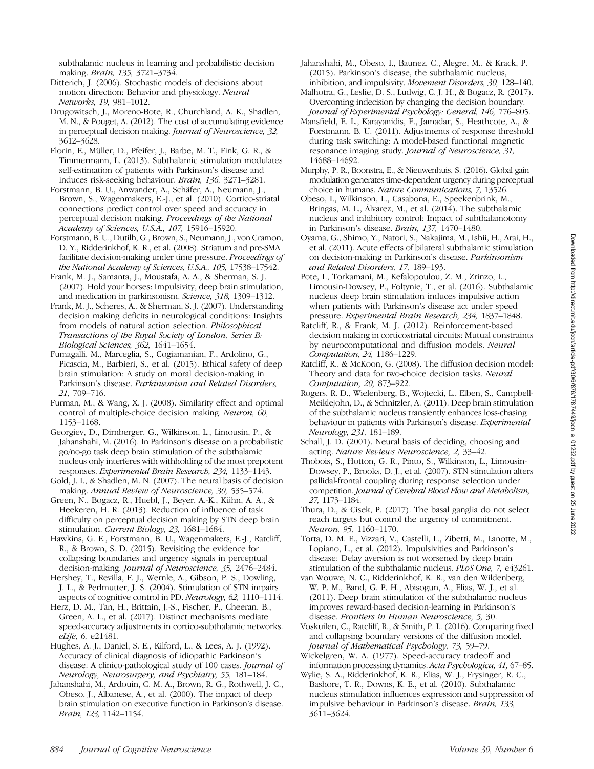subthalamic nucleus in learning and probabilistic decision making. *Brain, 135,* 3721–3734.

Ditterich, J. (2006). Stochastic models of decisions about motion direction: Behavior and physiology. *Neural Networks, 19,* 981–1012.

Drugowitsch, J., Moreno-Bote, R., Churchland, A. K., Shadlen, M. N., & Pouget, A. (2012). The cost of accumulating evidence in perceptual decision making. *Journal of Neuroscience, 32,* 3612–3628.

Florin, E., Müller, D., Pfeifer, J., Barbe, M. T., Fink, G. R., & Timmermann, L. (2013). Subthalamic stimulation modulates self-estimation of patients with Parkinson's disease and induces risk-seeking behaviour. *Brain, 136,* 3271–3281.

Forstmann, B. U., Anwander, A., Schäfer, A., Neumann, J., Brown, S., Wagenmakers, E.-J., et al. (2010). Cortico-striatal connections predict control over speed and accuracy in perceptual decision making. *Proceedings of the National Academy of Sciences, U.S.A., 107,* 15916–15920.

Forstmann, B. U., Dutilh, G., Brown, S., Neumann, J., von Cramon, D. Y., Ridderinkhof, K. R., et al. (2008). Striatum and pre-SMA facilitate decision-making under time pressure. *Proceedings of the National Academy of Sciences, U.S.A., 105,* 17538–17542.

Frank, M. J., Samanta, J., Moustafa, A. A., & Sherman, S. J. (2007). Hold your horses: Impulsivity, deep brain stimulation, and medication in parkinsonism. *Science, 318,* 1309–1312.

Frank, M. J., Scheres, A., & Sherman, S. J. (2007). Understanding decision making deficits in neurological conditions: Insights from models of natural action selection. *Philosophical Transactions of the Royal Society of London, Series B: Biological Sciences, 362,* 1641–1654.

Fumagalli, M., Marceglia, S., Cogiamanian, F., Ardolino, G., Picascia, M., Barbieri, S., et al. (2015). Ethical safety of deep brain stimulation: A study on moral decision-making in Parkinson's disease. *Parkinsonism and Related Disorders, 21,* 709–716.

Furman, M., & Wang, X. J. (2008). Similarity effect and optimal control of multiple-choice decision making. *Neuron, 60,* 1153–1168.

Georgiev, D., Dirnberger, G., Wilkinson, L., Limousin, P., & Jahanshahi, M. (2016). In Parkinson's disease on a probabilistic go/no-go task deep brain stimulation of the subthalamic nucleus only interferes with withholding of the most prepotent responses. *Experimental Brain Research, 234,* 1133–1143.

Gold, J. I., & Shadlen, M. N. (2007). The neural basis of decision making. *Annual Review of Neuroscience, 30,* 535–574.

Green, N., Bogacz, R., Huebl, J., Beyer, A.-K., Kühn, A. A., & Heekeren, H. R. (2013). Reduction of influence of task difficulty on perceptual decision making by STN deep brain stimulation. *Current Biology, 23,* 1681–1684.

Hawkins, G. E., Forstmann, B. U., Wagenmakers, E.-J., Ratcliff, R., & Brown, S. D. (2015). Revisiting the evidence for collapsing boundaries and urgency signals in perceptual decision-making. *Journal of Neuroscience, 35,* 2476–2484.

Hershey, T., Revilla, F. J., Wernle, A., Gibson, P. S., Dowling, J. L., & Perlmutter, J. S. (2004). Stimulation of STN impairs aspects of cognitive control in PD. *Neurology, 62,* 1110–1114.

Herz, D. M., Tan, H., Brittain, J.-S., Fischer, P., Cheeran, B., Green, A. L., et al. (2017). Distinct mechanisms mediate speed-accuracy adjustments in cortico-subthalamic networks. *eLife, 6,* e21481.

Hughes, A. J., Daniel, S. E., Kilford, L., & Lees, A. J. (1992). Accuracy of clinical diagnosis of idiopathic Parkinson's disease: A clinico-pathological study of 100 cases. *Journal of Neurology, Neurosurgery, and Psychiatry, 55,* 181–184.

Jahanshahi, M., Ardouin, C. M. A., Brown, R. G., Rothwell, J. C., Obeso, J., Albanese, A., et al. (2000). The impact of deep brain stimulation on executive function in Parkinson's disease. *Brain, 123,* 1142–1154.

Jahanshahi, M., Obeso, I., Baunez, C., Alegre, M., & Krack, P. (2015). Parkinson's disease, the subthalamic nucleus, inhibition, and impulsivity. *Movement Disorders, 30,* 128–140.

Malhotra, G., Leslie, D. S., Ludwig, C. J. H., & Bogacz, R. (2017). Overcoming indecision by changing the decision boundary. *Journal of Experimental Psychology: General, 146,* 776–805.

Mansfield, E. L., Karayanidis, F., Jamadar, S., Heathcote, A., & Forstmann, B. U. (2011). Adjustments of response threshold during task switching: A model-based functional magnetic resonance imaging study. *Journal of Neuroscience, 31,* 14688–14692.

Murphy, P. R., Boonstra, E., & Nieuwenhuis, S. (2016). Global gain modulation generates time-dependent urgency during perceptual choice in humans. *Nature Communications, 7,* 13526.

Obeso, I., Wilkinson, L., Casabona, E., Speekenbrink, M., Bringas, M. L., Álvarez, M., et al. (2014). The subthalamic nucleus and inhibitory control: Impact of subthalamotomy in Parkinson's disease. *Brain, 137,* 1470–1480.

Oyama, G., Shimo, Y., Natori, S., Nakajima, M., Ishii, H., Arai, H., et al. (2011). Acute effects of bilateral subthalamic stimulation on decision-making in Parkinson's disease. *Parkinsonism and Related Disorders, 17,* 189–193.

Pote, I., Torkamani, M., Kefalopoulou, Z. M., Zrinzo, L., Limousin-Dowsey, P., Foltynie, T., et al. (2016). Subthalamic nucleus deep brain stimulation induces impulsive action when patients with Parkinson's disease act under speed pressure. *Experimental Brain Research, 234,* 1837–1848.

Ratcliff, R., & Frank, M. J. (2012). Reinforcement-based decision making in corticostriatal circuits: Mutual constraints by neurocomputational and diffusion models. *Neural Computation, 24,* 1186–1229.

Ratcliff, R., & McKoon, G. (2008). The diffusion decision model: Theory and data for two-choice decision tasks. *Neural Computation, 20,* 873–922.

Rogers, R. D., Wielenberg, B., Wojtecki, L., Elben, S., Campbell-Meiklejohn, D., & Schnitzler, A. (2011). Deep brain stimulation of the subthalamic nucleus transiently enhances loss-chasing behaviour in patients with Parkinson's disease. *Experimental Neurology, 231,* 181–189.

Schall, J. D. (2001). Neural basis of deciding, choosing and acting. *Nature Reviews Neuroscience, 2,* 33–42.

Thobois, S., Hotton, G. R., Pinto, S., Wilkinson, L., Limousin-Dowsey, P., Brooks, D. J., et al. (2007). STN stimulation alters pallidal-frontal coupling during response selection under competition. *Journal of Cerebral Blood Flow and Metabolism, 27,* 1173–1184.

Thura, D., & Cisek, P. (2017). The basal ganglia do not select reach targets but control the urgency of commitment. *Neuron, 95,* 1160–1170.

Torta, D. M. E., Vizzari, V., Castelli, L., Zibetti, M., Lanotte, M., Lopiano, L., et al. (2012). Impulsivities and Parkinson's disease: Delay aversion is not worsened by deep brain stimulation of the subthalamic nucleus. *PLoS One, 7,* e43261.

van Wouwe, N. C., Ridderinkhof, K. R., van den Wildenberg, W. P. M., Band, G. P. H., Abisogun, A., Elias, W. J., et al. (2011). Deep brain stimulation of the subthalamic nucleus improves reward-based decision-learning in Parkinson's disease. *Frontiers in Human Neuroscience, 5,* 30.

Voskuilen, C., Ratcliff, R., & Smith, P. L. (2016). Comparing fixed and collapsing boundary versions of the diffusion model. *Journal of Mathematical Psychology, 73,* 59–79.

Wickelgren, W. A. (1977). Speed-accuracy tradeoff and information processing dynamics. *Acta Psychologica, 41,* 67–85.

Wylie, S. A., Ridderinkhof, K. R., Elias, W. J., Frysinger, R. C., Bashore, T. R., Downs, K. E., et al. (2010). Subthalamic nucleus stimulation influences expression and suppression of impulsive behaviour in Parkinson's disease. *Brain, 133,* 3611–3624.